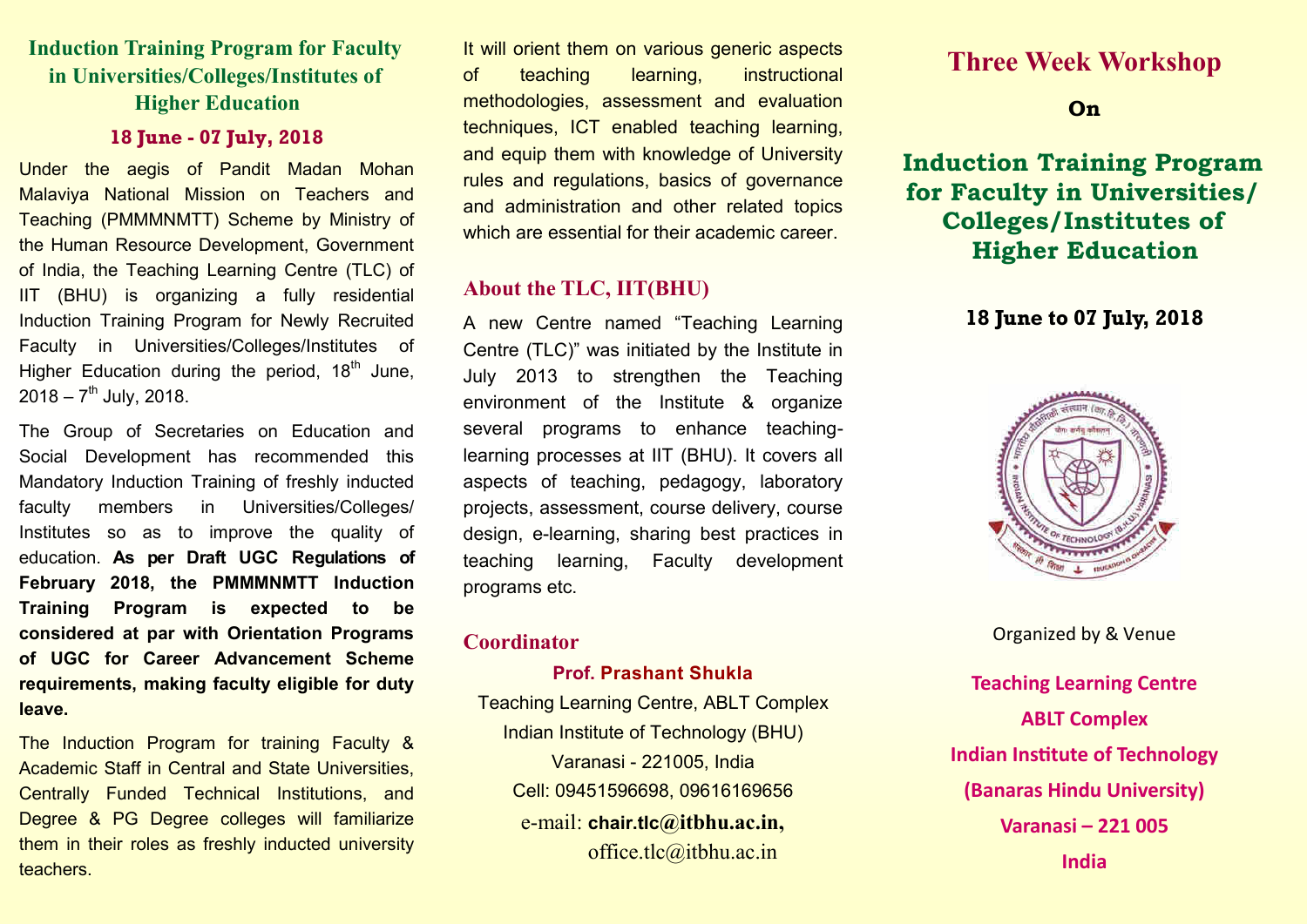## Induction Training Program for Faculty in Universities/Colleges/Institutes of Higher Education

**18 June - 07 July, 2018**

Under the aegis of Pandit Madan Mohan Malaviya National Mission on Teachers and Teaching (PMMMNMTT) Scheme by Ministry of the Human Resource Development, Government of India, the Teaching Learning Centre (TLC) of IIT (BHU) is organizing a fully residential Induction Training Program for Newly Recruited Faculty in Universities/Colleges/Institutes of Higher Education during the period, $18^{th}$ June, 2018 – $7^{th}$ July, 2018.

The Group of Secretaries on Education and Social Development has recommended this Mandatory Induction Training of freshly inducted faculty members in Universities/Colleges/ Institutes so as to improve the quality of education. **As per Draft UGC Regulations of February 2018, the PMMMNMTT Induction Training Program is expected to be considered at par with Orientation Programs of UGC for Career Advancement Scheme requirements, making faculty eligible for duty leave.**

The Induction Program for training Faculty & Academic Staff in Central and State Universities, Centrally Funded Technical Institutions, and Degree & PG Degree colleges will familiarize them in their roles as freshly inducted university teachers.

It will orient them on various generic aspects of teaching learning, instructional methodologies, assessment and evaluation techniques, ICT enabled teaching learning, and equip them with knowledge of University rules and regulations, basics of governance and administration and other related topics which are essential for their academic career.

## About the TLC, IIT(BHU)

A new Centre named "Teaching Learning Centre (TLC)" was initiated by the Institute in July 2013 to strengthen the Teaching environment of the Institute & organize several programs to enhance teaching-learning processes at IIT (BHU). It covers all aspects of teaching, pedagogy, laboratory projects, assessment, course delivery, course design, e-learning, sharing best practices in teaching learning, Faculty development programs etc.

## Coordinator

**Prof. Prashant Shukla**
Teaching Learning Centre, ABLT Complex
Indian Institute of Technology (BHU)
Varanasi - 221005, India
Cell: 09451596698, 09616169656
e-mail: **chair.tlc@itbhu.ac.in,**
office.tlc@itbhu.ac.in

# Three Week Workshop

**On**

# Induction Training Program for Faculty in Universities/ Colleges/Institutes of Higher Education

**18 June to 07 July, 2018**

Organized by & Venue

**Teaching Learning Centre**
**ABLT Complex**
**Indian Institute of Technology**
**(Banaras Hindu University)**
**Varanasi – 221 005**
**India**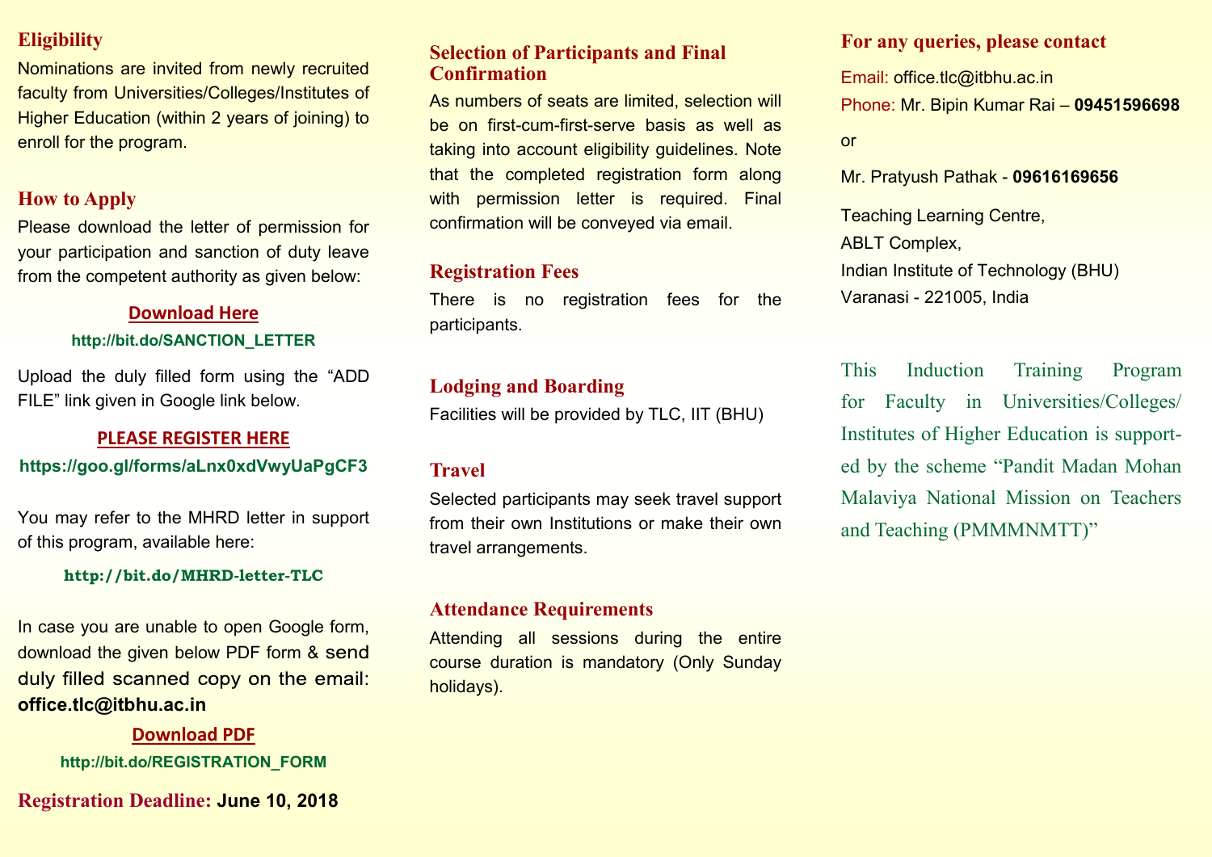## Eligibility

Nominations are invited from newly recruited faculty from Universities/Colleges/Institutes of Higher Education (within 2 years of joining) to enroll for the program.

## How to Apply

Please download the letter of permission for your participation and sanction of duty leave from the competent authority as given below:

**Download Here**

**http://bit.do/SANCTION_LETTER**

Upload the duly filled form using the "ADD FILE" link given in Google link below.

**PLEASE REGISTER HERE**

**https://goo.gl/forms/aLnx0xdVwyUaPgCF3**

You may refer to the MHRD letter in support of this program, available here:

**http://bit.do/MHRD-letter-TLC**

In case you are unable to open Google form, download the given below PDF form & send duly filled scanned copy on the email: **office.tlc@itbhu.ac.in**

**Download PDF**

**http://bit.do/REGISTRATION_FORM**

**Registration Deadline: June 10, 2018**

## Selection of Participants and Final Confirmation

As numbers of seats are limited, selection will be on first-cum-first-serve basis as well as taking into account eligibility guidelines. Note that the completed registration form along with permission letter is required. Final confirmation will be conveyed via email.

## Registration Fees

There is no registration fees for the participants.

## Lodging and Boarding

Facilities will be provided by TLC, IIT (BHU)

## Travel

Selected participants may seek travel support from their own Institutions or make their own travel arrangements.

## Attendance Requirements

Attending all sessions during the entire course duration is mandatory (Only Sunday holidays).

## For any queries, please contact

Email: office.tlc@itbhu.ac.in

Phone: Mr. Bipin Kumar Rai – **09451596698**

or

Mr. Pratyush Pathak - **09616169656**

Teaching Learning Centre,
ABLT Complex,
Indian Institute of Technology (BHU)
Varanasi - 221005, India

This Induction Training Program for Faculty in Universities/Colleges/Institutes of Higher Education is supported by the scheme "Pandit Madan Mohan Malaviya National Mission on Teachers and Teaching (PMMMNMTT)"